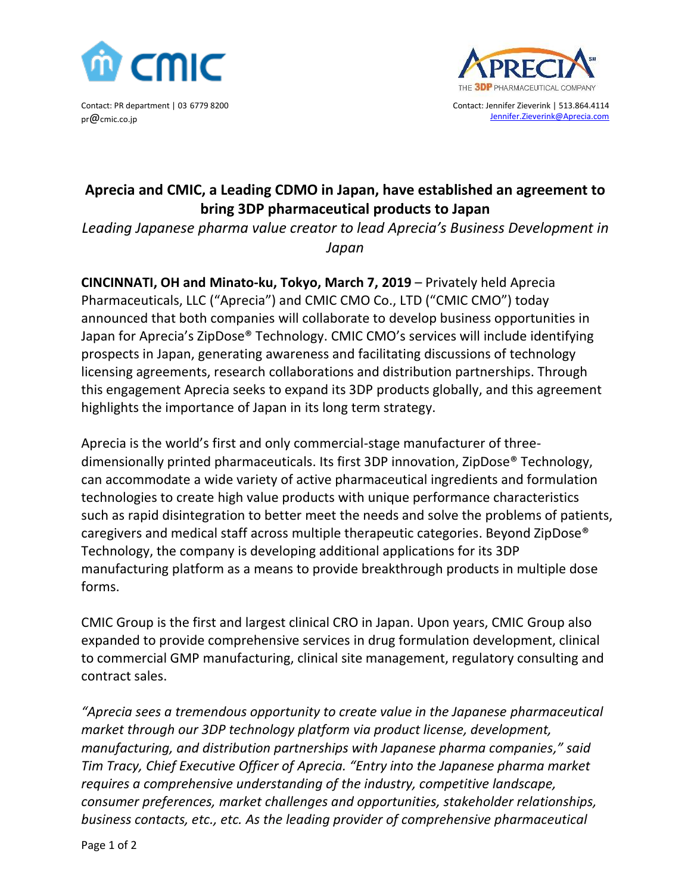Contact: PR department | 03 6779 8200
pr@cmic.co.jp

Contact: Jennifer Zieverink | 513.864.4114
Jennifer.Zieverink@Aprecia.com

# Aprecia and CMIC, a Leading CDMO in Japan, have established an agreement to bring 3DP pharmaceutical products to Japan

*Leading Japanese pharma value creator to lead Aprecia's Business Development in Japan*

**CINCINNATI, OH and Minato-ku, Tokyo, March 7, 2019** – Privately held Aprecia Pharmaceuticals, LLC ("Aprecia") and CMIC CMO Co., LTD ("CMIC CMO") today announced that both companies will collaborate to develop business opportunities in Japan for Aprecia's ZipDose® Technology. CMIC CMO's services will include identifying prospects in Japan, generating awareness and facilitating discussions of technology licensing agreements, research collaborations and distribution partnerships. Through this engagement Aprecia seeks to expand its 3DP products globally, and this agreement highlights the importance of Japan in its long term strategy.

Aprecia is the world's first and only commercial-stage manufacturer of three-dimensionally printed pharmaceuticals. Its first 3DP innovation, ZipDose® Technology, can accommodate a wide variety of active pharmaceutical ingredients and formulation technologies to create high value products with unique performance characteristics such as rapid disintegration to better meet the needs and solve the problems of patients, caregivers and medical staff across multiple therapeutic categories. Beyond ZipDose® Technology, the company is developing additional applications for its 3DP manufacturing platform as a means to provide breakthrough products in multiple dose forms.

CMIC Group is the first and largest clinical CRO in Japan. Upon years, CMIC Group also expanded to provide comprehensive services in drug formulation development, clinical to commercial GMP manufacturing, clinical site management, regulatory consulting and contract sales.

*"Aprecia sees a tremendous opportunity to create value in the Japanese pharmaceutical market through our 3DP technology platform via product license, development, manufacturing, and distribution partnerships with Japanese pharma companies," said Tim Tracy, Chief Executive Officer of Aprecia. "Entry into the Japanese pharma market requires a comprehensive understanding of the industry, competitive landscape, consumer preferences, market challenges and opportunities, stakeholder relationships, business contacts, etc., etc. As the leading provider of comprehensive pharmaceutical*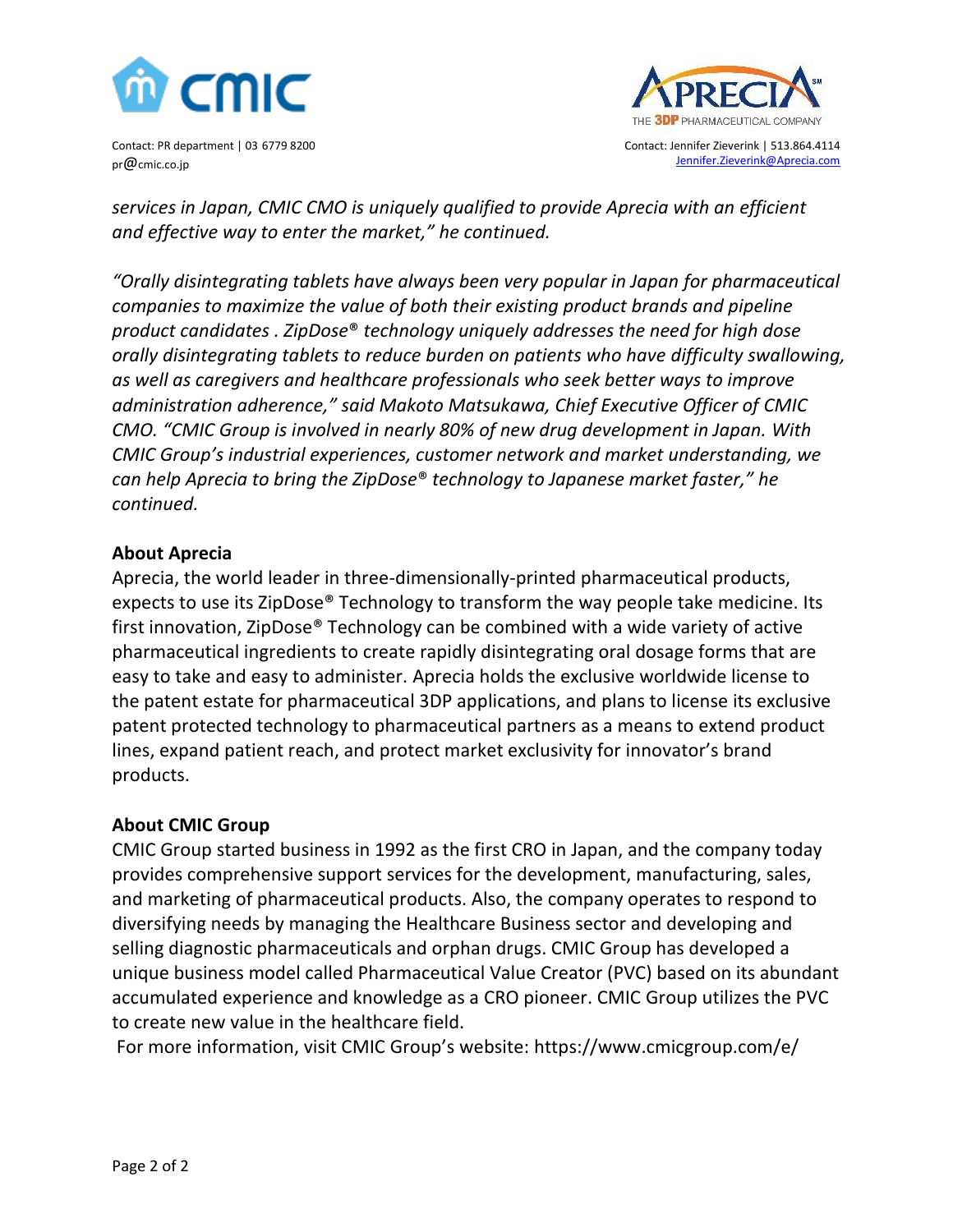*services in Japan, CMIC CMO is uniquely qualified to provide Aprecia with an efficient and effective way to enter the market," he continued.*

*"Orally disintegrating tablets have always been very popular in Japan for pharmaceutical companies to maximize the value of both their existing product brands and pipeline product candidates . ZipDose® technology uniquely addresses the need for high dose orally disintegrating tablets to reduce burden on patients who have difficulty swallowing, as well as caregivers and healthcare professionals who seek better ways to improve administration adherence," said Makoto Matsukawa, Chief Executive Officer of CMIC CMO. "CMIC Group is involved in nearly 80% of new drug development in Japan. With CMIC Group's industrial experiences, customer network and market understanding, we can help Aprecia to bring the ZipDose® technology to Japanese market faster," he continued.*

**About Aprecia**

Aprecia, the world leader in three-dimensionally-printed pharmaceutical products, expects to use its ZipDose® Technology to transform the way people take medicine. Its first innovation, ZipDose® Technology can be combined with a wide variety of active pharmaceutical ingredients to create rapidly disintegrating oral dosage forms that are easy to take and easy to administer. Aprecia holds the exclusive worldwide license to the patent estate for pharmaceutical 3DP applications, and plans to license its exclusive patent protected technology to pharmaceutical partners as a means to extend product lines, expand patient reach, and protect market exclusivity for innovator's brand products.

**About CMIC Group**

CMIC Group started business in 1992 as the first CRO in Japan, and the company today provides comprehensive support services for the development, manufacturing, sales, and marketing of pharmaceutical products. Also, the company operates to respond to diversifying needs by managing the Healthcare Business sector and developing and selling diagnostic pharmaceuticals and orphan drugs. CMIC Group has developed a unique business model called Pharmaceutical Value Creator (PVC) based on its abundant accumulated experience and knowledge as a CRO pioneer. CMIC Group utilizes the PVC to create new value in the healthcare field.

For more information, visit CMIC Group's website: https://www.cmicgroup.com/e/